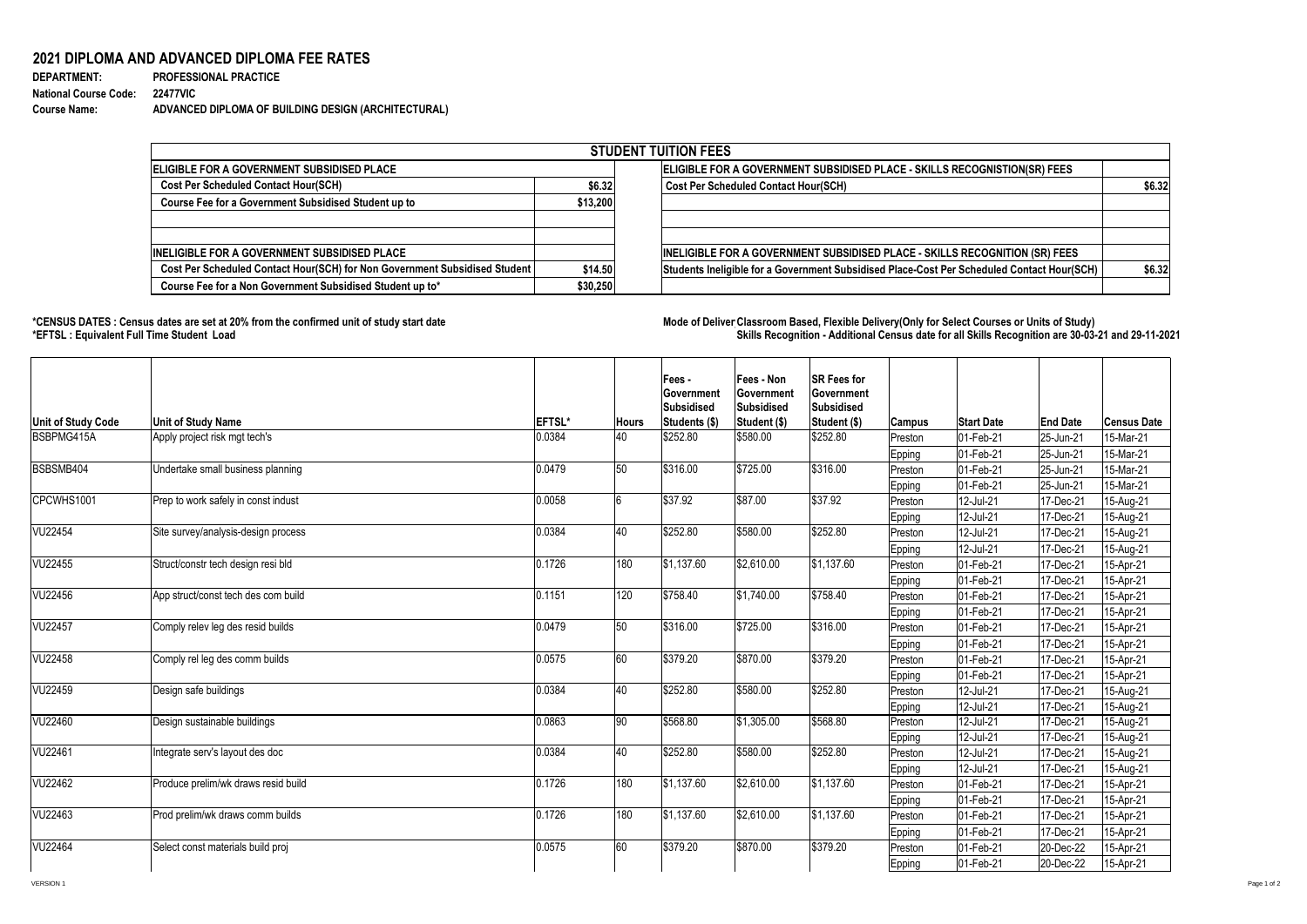## 2021 DIPLOMA AND ADVANCED DIPLOMA FEE RATES

**DEPARTMENT:** PROFESSIONAL PRACTICE
**National Course Code:** 22477VIC
**Course Name:** ADVANCED DIPLOMA OF BUILDING DESIGN (ARCHITECTURAL)

| STUDENT TUITION FEES | | | |
|---|---|---|---|
| **ELIGIBLE FOR A GOVERNMENT SUBSIDISED PLACE** | | **ELIGIBLE FOR A GOVERNMENT SUBSIDISED PLACE - SKILLS RECOGNISTION(SR) FEES** | |
| Cost Per Scheduled Contact Hour(SCH) | $6.32 | Cost Per Scheduled Contact Hour(SCH) | $6.32 |
| Course Fee for a Government Subsidised Student up to | $13,200 | | |
| | | | |
| | | | |
| **INELIGIBLE FOR A GOVERNMENT SUBSIDISED PLACE** | | **INELIGIBLE FOR A GOVERNMENT SUBSIDISED PLACE - SKILLS RECOGNITION (SR) FEES** | |
| Cost Per Scheduled Contact Hour(SCH) for Non Government Subsidised Student | $14.50 | Students Ineligible for a Government Subsidised Place-Cost Per Scheduled Contact Hour(SCH) | $6.32 |
| Course Fee for a Non Government Subsidised Student up to* | $30,250 | | |

**\*CENSUS DATES : Census dates are set at 20% from the confirmed unit of study start date**
**\*EFTSL : Equivalent Full Time Student Load**

**Mode of Deliver Classroom Based, Flexible Delivery(Only for Select Courses or Units of Study)**
**Skills Recognition - Additional Census date for all Skills Recognition are 30-03-21 and 29-11-2021**

| Unit of Study Code | Unit of Study Name | EFTSL* | Hours | Fees - Government Subsidised Students ($) | Fees - Non Government Subsidised Student ($) | SR Fees for Government Subsidised Student ($) | Campus | Start Date | End Date | Census Date |
|---|---|---|---|---|---|---|---|---|---|---|
| BSBPMG415A | Apply project risk mgt tech's | 0.0384 | 40 | $252.80 | $580.00 | $252.80 | Preston | 01-Feb-21 | 25-Jun-21 | 15-Mar-21 |
| | | | | | | | Epping | 01-Feb-21 | 25-Jun-21 | 15-Mar-21 |
| BSBSMB404 | Undertake small business planning | 0.0479 | 50 | $316.00 | $725.00 | $316.00 | Preston | 01-Feb-21 | 25-Jun-21 | 15-Mar-21 |
| | | | | | | | Epping | 01-Feb-21 | 25-Jun-21 | 15-Mar-21 |
| CPCWHS1001 | Prep to work safely in const indust | 0.0058 | 6 | $37.92 | $87.00 | $37.92 | Preston | 12-Jul-21 | 17-Dec-21 | 15-Aug-21 |
| | | | | | | | Epping | 12-Jul-21 | 17-Dec-21 | 15-Aug-21 |
| VU22454 | Site survey/analysis-design process | 0.0384 | 40 | $252.80 | $580.00 | $252.80 | Preston | 12-Jul-21 | 17-Dec-21 | 15-Aug-21 |
| | | | | | | | Epping | 12-Jul-21 | 17-Dec-21 | 15-Aug-21 |
| VU22455 | Struct/constr tech design resi bld | 0.1726 | 180 | $1,137.60 | $2,610.00 | $1,137.60 | Preston | 01-Feb-21 | 17-Dec-21 | 15-Apr-21 |
| | | | | | | | Epping | 01-Feb-21 | 17-Dec-21 | 15-Apr-21 |
| VU22456 | App struct/const tech des com build | 0.1151 | 120 | $758.40 | $1,740.00 | $758.40 | Preston | 01-Feb-21 | 17-Dec-21 | 15-Apr-21 |
| | | | | | | | Epping | 01-Feb-21 | 17-Dec-21 | 15-Apr-21 |
| VU22457 | Comply relev leg des resid builds | 0.0479 | 50 | $316.00 | $725.00 | $316.00 | Preston | 01-Feb-21 | 17-Dec-21 | 15-Apr-21 |
| | | | | | | | Epping | 01-Feb-21 | 17-Dec-21 | 15-Apr-21 |
| VU22458 | Comply rel leg des comm builds | 0.0575 | 60 | $379.20 | $870.00 | $379.20 | Preston | 01-Feb-21 | 17-Dec-21 | 15-Apr-21 |
| | | | | | | | Epping | 01-Feb-21 | 17-Dec-21 | 15-Apr-21 |
| VU22459 | Design safe buildings | 0.0384 | 40 | $252.80 | $580.00 | $252.80 | Preston | 12-Jul-21 | 17-Dec-21 | 15-Aug-21 |
| | | | | | | | Epping | 12-Jul-21 | 17-Dec-21 | 15-Aug-21 |
| VU22460 | Design sustainable buildings | 0.0863 | 90 | $568.80 | $1,305.00 | $568.80 | Preston | 12-Jul-21 | 17-Dec-21 | 15-Aug-21 |
| | | | | | | | Epping | 12-Jul-21 | 17-Dec-21 | 15-Aug-21 |
| VU22461 | Integrate serv's layout des doc | 0.0384 | 40 | $252.80 | $580.00 | $252.80 | Preston | 12-Jul-21 | 17-Dec-21 | 15-Aug-21 |
| | | | | | | | Epping | 12-Jul-21 | 17-Dec-21 | 15-Aug-21 |
| VU22462 | Produce prelim/wk draws resid build | 0.1726 | 180 | $1,137.60 | $2,610.00 | $1,137.60 | Preston | 01-Feb-21 | 17-Dec-21 | 15-Apr-21 |
| | | | | | | | Epping | 01-Feb-21 | 17-Dec-21 | 15-Apr-21 |
| VU22463 | Prod prelim/wk draws comm builds | 0.1726 | 180 | $1,137.60 | $2,610.00 | $1,137.60 | Preston | 01-Feb-21 | 17-Dec-21 | 15-Apr-21 |
| | | | | | | | Epping | 01-Feb-21 | 17-Dec-21 | 15-Apr-21 |
| VU22464 | Select const materials build proj | 0.0575 | 60 | $379.20 | $870.00 | $379.20 | Preston | 01-Feb-21 | 20-Dec-22 | 15-Apr-21 |
| | | | | | | | Epping | 01-Feb-21 | 20-Dec-22 | 15-Apr-21 |

VERSION 1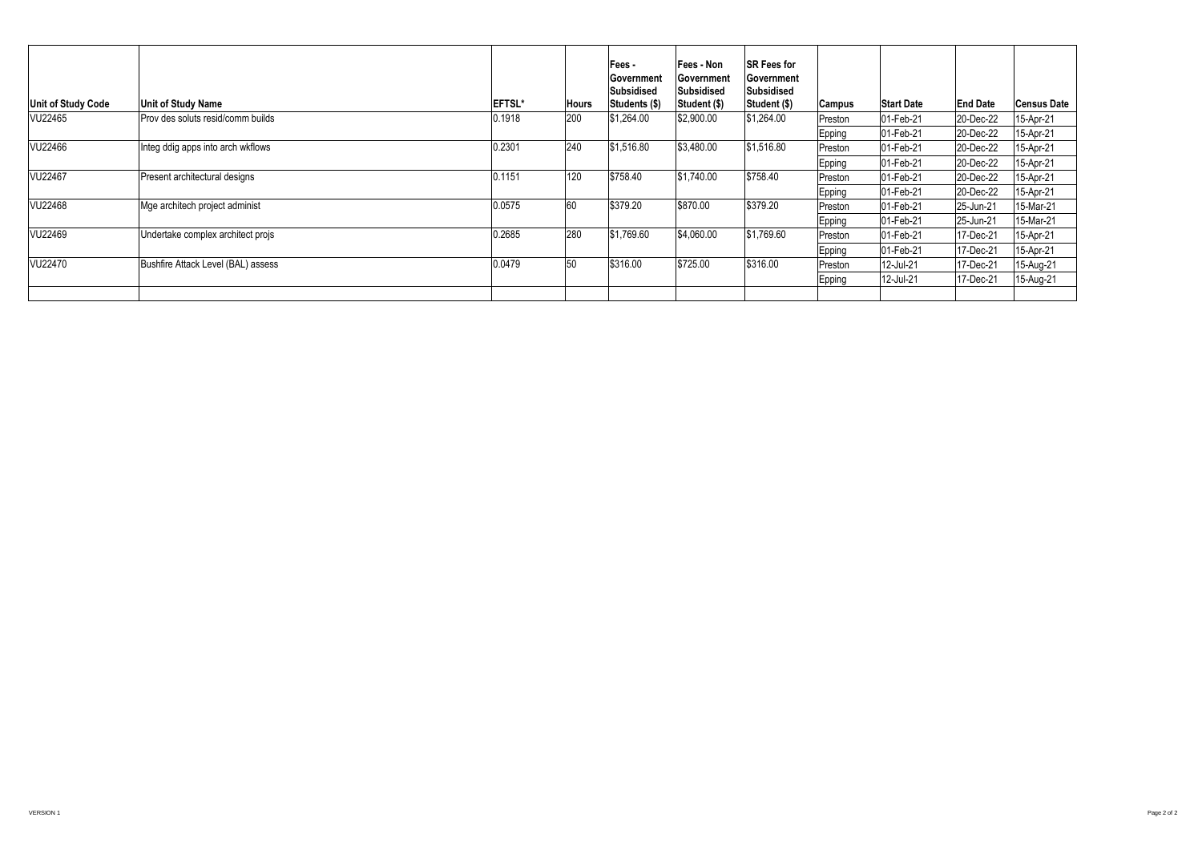| Unit of Study Code | Unit of Study Name | EFTSL* | Hours | Fees - Government Subsidised Students ($) | Fees - Non Government Subsidised Student ($) | SR Fees for Government Subsidised Student ($) | Campus | Start Date | End Date | Census Date |
|---|---|---|---|---|---|---|---|---|---|---|
| VU22465 | Prov des soluts resid/comm builds | 0.1918 | 200 | $1,264.00 | $2,900.00 | $1,264.00 | Preston | 01-Feb-21 | 20-Dec-22 | 15-Apr-21 |
| | | | | | | | Epping | 01-Feb-21 | 20-Dec-22 | 15-Apr-21 |
| VU22466 | Integ ddig apps into arch wkflows | 0.2301 | 240 | $1,516.80 | $3,480.00 | $1,516.80 | Preston | 01-Feb-21 | 20-Dec-22 | 15-Apr-21 |
| | | | | | | | Epping | 01-Feb-21 | 20-Dec-22 | 15-Apr-21 |
| VU22467 | Present architectural designs | 0.1151 | 120 | $758.40 | $1,740.00 | $758.40 | Preston | 01-Feb-21 | 20-Dec-22 | 15-Apr-21 |
| | | | | | | | Epping | 01-Feb-21 | 20-Dec-22 | 15-Apr-21 |
| VU22468 | Mge architech project administ | 0.0575 | 60 | $379.20 | $870.00 | $379.20 | Preston | 01-Feb-21 | 25-Jun-21 | 15-Mar-21 |
| | | | | | | | Epping | 01-Feb-21 | 25-Jun-21 | 15-Mar-21 |
| VU22469 | Undertake complex architect projs | 0.2685 | 280 | $1,769.60 | $4,060.00 | $1,769.60 | Preston | 01-Feb-21 | 17-Dec-21 | 15-Apr-21 |
| | | | | | | | Epping | 01-Feb-21 | 17-Dec-21 | 15-Apr-21 |
| VU22470 | Bushfire Attack Level (BAL) assess | 0.0479 | 50 | $316.00 | $725.00 | $316.00 | Preston | 12-Jul-21 | 17-Dec-21 | 15-Aug-21 |
| | | | | | | | Epping | 12-Jul-21 | 17-Dec-21 | 15-Aug-21 |
| | | | | | | | | | | |

VERSION 1